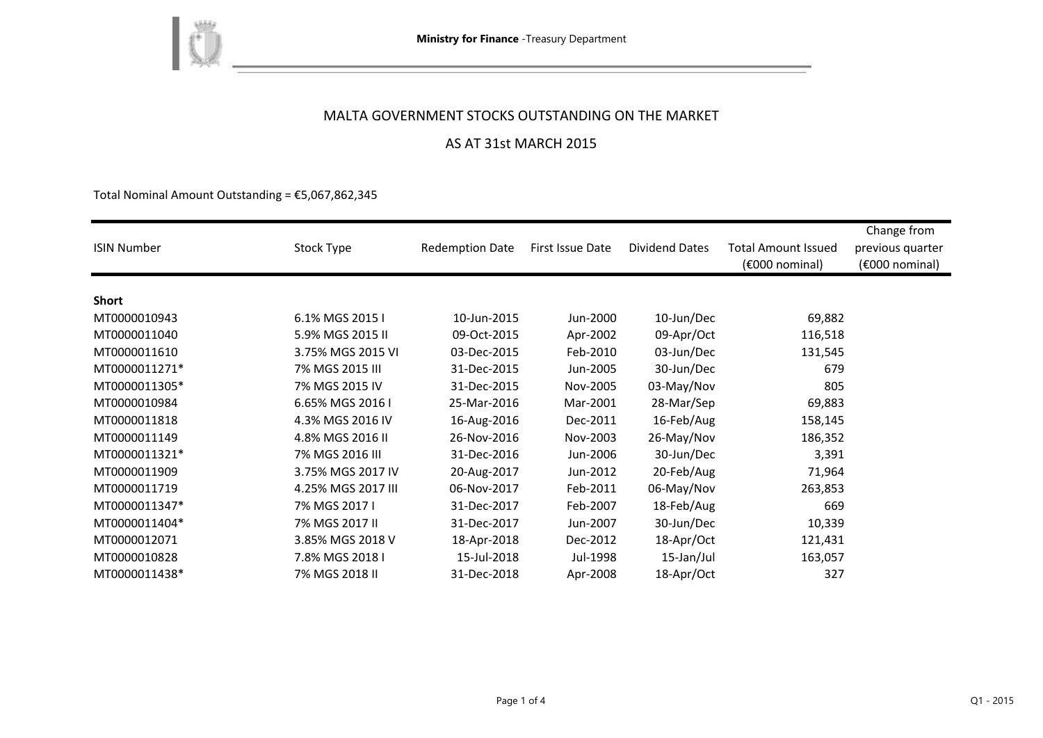Ministry for Finance -Treasury Department

# MALTA GOVERNMENT STOCKS OUTSTANDING ON THE MARKET

## AS AT 31st MARCH 2015

Total Nominal Amount Outstanding = €5,067,862,345

| ISIN Number | Stock Type | Redemption Date | First Issue Date | Dividend Dates | Total Amount Issued (€000 nominal) | Change from previous quarter (€000 nominal) |
|---|---|---|---|---|---|---|
| **Short** | | | | | | |
| MT0000010943 | 6.1% MGS 2015 I | 10-Jun-2015 | Jun-2000 | 10-Jun/Dec | 69,882 | |
| MT0000011040 | 5.9% MGS 2015 II | 09-Oct-2015 | Apr-2002 | 09-Apr/Oct | 116,518 | |
| MT0000011610 | 3.75% MGS 2015 VI | 03-Dec-2015 | Feb-2010 | 03-Jun/Dec | 131,545 | |
| MT0000011271* | 7% MGS 2015 III | 31-Dec-2015 | Jun-2005 | 30-Jun/Dec | 679 | |
| MT0000011305* | 7% MGS 2015 IV | 31-Dec-2015 | Nov-2005 | 03-May/Nov | 805 | |
| MT0000010984 | 6.65% MGS 2016 I | 25-Mar-2016 | Mar-2001 | 28-Mar/Sep | 69,883 | |
| MT0000011818 | 4.3% MGS 2016 IV | 16-Aug-2016 | Dec-2011 | 16-Feb/Aug | 158,145 | |
| MT0000011149 | 4.8% MGS 2016 II | 26-Nov-2016 | Nov-2003 | 26-May/Nov | 186,352 | |
| MT0000011321* | 7% MGS 2016 III | 31-Dec-2016 | Jun-2006 | 30-Jun/Dec | 3,391 | |
| MT0000011909 | 3.75% MGS 2017 IV | 20-Aug-2017 | Jun-2012 | 20-Feb/Aug | 71,964 | |
| MT0000011719 | 4.25% MGS 2017 III | 06-Nov-2017 | Feb-2011 | 06-May/Nov | 263,853 | |
| MT0000011347* | 7% MGS 2017 I | 31-Dec-2017 | Feb-2007 | 18-Feb/Aug | 669 | |
| MT0000011404* | 7% MGS 2017 II | 31-Dec-2017 | Jun-2007 | 30-Jun/Dec | 10,339 | |
| MT0000012071 | 3.85% MGS 2018 V | 18-Apr-2018 | Dec-2012 | 18-Apr/Oct | 121,431 | |
| MT0000010828 | 7.8% MGS 2018 I | 15-Jul-2018 | Jul-1998 | 15-Jan/Jul | 163,057 | |
| MT0000011438* | 7% MGS 2018 II | 31-Dec-2018 | Apr-2008 | 18-Apr/Oct | 327 | |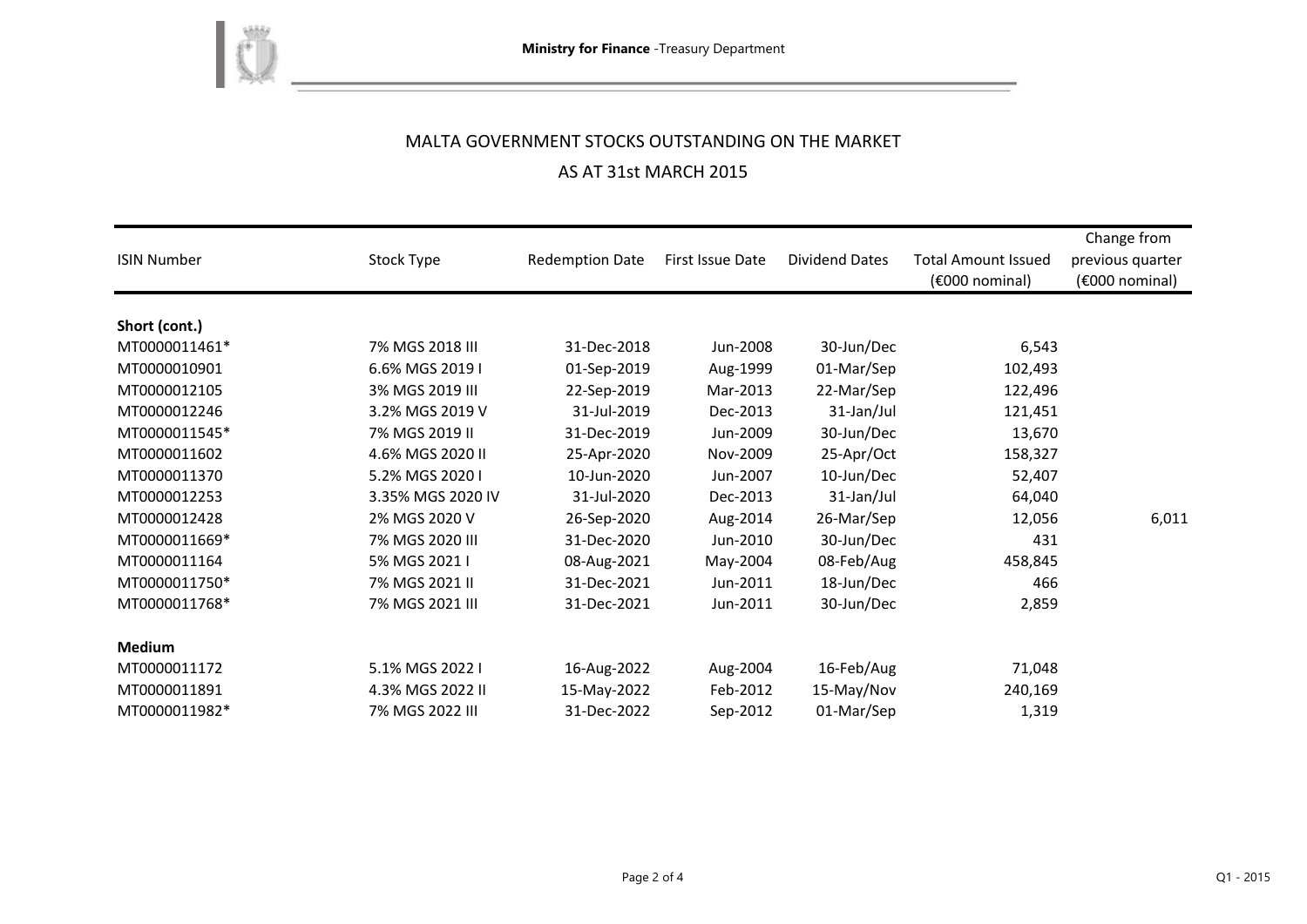# MALTA GOVERNMENT STOCKS OUTSTANDING ON THE MARKET

## AS AT 31st MARCH 2015

| ISIN Number | Stock Type | Redemption Date | First Issue Date | Dividend Dates | Total Amount Issued (€000 nominal) | Change from previous quarter (€000 nominal) |
|---|---|---|---|---|---|---|
| **Short (cont.)** | | | | | | |
| MT0000011461* | 7% MGS 2018 III | 31-Dec-2018 | Jun-2008 | 30-Jun/Dec | 6,543 | |
| MT0000010901 | 6.6% MGS 2019 I | 01-Sep-2019 | Aug-1999 | 01-Mar/Sep | 102,493 | |
| MT0000012105 | 3% MGS 2019 III | 22-Sep-2019 | Mar-2013 | 22-Mar/Sep | 122,496 | |
| MT0000012246 | 3.2% MGS 2019 V | 31-Jul-2019 | Dec-2013 | 31-Jan/Jul | 121,451 | |
| MT0000011545* | 7% MGS 2019 II | 31-Dec-2019 | Jun-2009 | 30-Jun/Dec | 13,670 | |
| MT0000011602 | 4.6% MGS 2020 II | 25-Apr-2020 | Nov-2009 | 25-Apr/Oct | 158,327 | |
| MT0000011370 | 5.2% MGS 2020 I | 10-Jun-2020 | Jun-2007 | 10-Jun/Dec | 52,407 | |
| MT0000012253 | 3.35% MGS 2020 IV | 31-Jul-2020 | Dec-2013 | 31-Jan/Jul | 64,040 | |
| MT0000012428 | 2% MGS 2020 V | 26-Sep-2020 | Aug-2014 | 26-Mar/Sep | 12,056 | 6,011 |
| MT0000011669* | 7% MGS 2020 III | 31-Dec-2020 | Jun-2010 | 30-Jun/Dec | 431 | |
| MT0000011164 | 5% MGS 2021 I | 08-Aug-2021 | May-2004 | 08-Feb/Aug | 458,845 | |
| MT0000011750* | 7% MGS 2021 II | 31-Dec-2021 | Jun-2011 | 18-Jun/Dec | 466 | |
| MT0000011768* | 7% MGS 2021 III | 31-Dec-2021 | Jun-2011 | 30-Jun/Dec | 2,859 | |
| **Medium** | | | | | | |
| MT0000011172 | 5.1% MGS 2022 I | 16-Aug-2022 | Aug-2004 | 16-Feb/Aug | 71,048 | |
| MT0000011891 | 4.3% MGS 2022 II | 15-May-2022 | Feb-2012 | 15-May/Nov | 240,169 | |
| MT0000011982* | 7% MGS 2022 III | 31-Dec-2022 | Sep-2012 | 01-Mar/Sep | 1,319 | |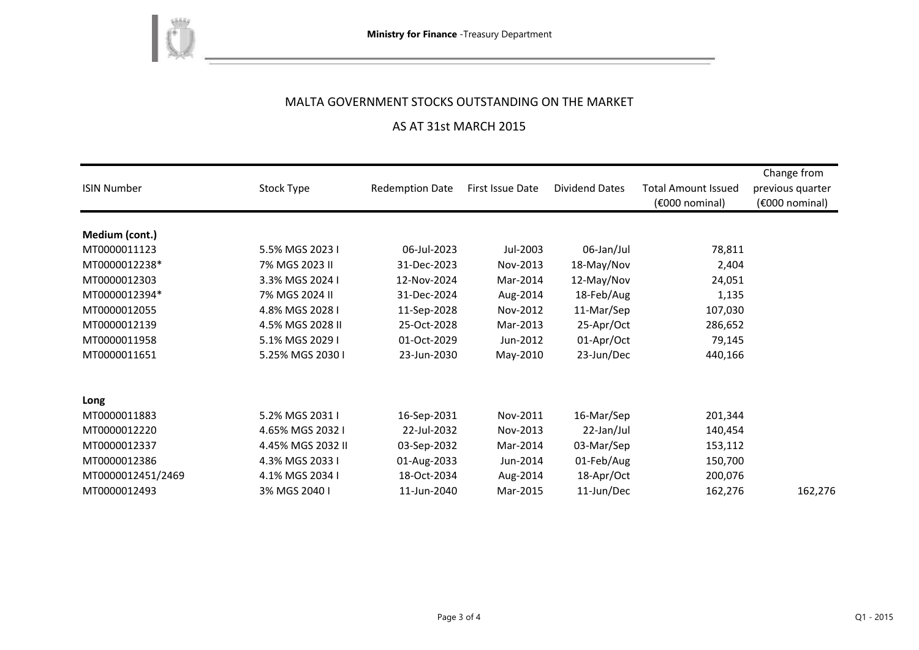MALTA GOVERNMENT STOCKS OUTSTANDING ON THE MARKET

AS AT 31st MARCH 2015

| ISIN Number | Stock Type | Redemption Date | First Issue Date | Dividend Dates | Total Amount Issued (€000 nominal) | Change from previous quarter (€000 nominal) |
|---|---|---|---|---|---|---|
| **Medium (cont.)** | | | | | | |
| MT0000011123 | 5.5% MGS 2023 I | 06-Jul-2023 | Jul-2003 | 06-Jan/Jul | 78,811 | |
| MT0000012238* | 7% MGS 2023 II | 31-Dec-2023 | Nov-2013 | 18-May/Nov | 2,404 | |
| MT0000012303 | 3.3% MGS 2024 I | 12-Nov-2024 | Mar-2014 | 12-May/Nov | 24,051 | |
| MT0000012394* | 7% MGS 2024 II | 31-Dec-2024 | Aug-2014 | 18-Feb/Aug | 1,135 | |
| MT0000012055 | 4.8% MGS 2028 I | 11-Sep-2028 | Nov-2012 | 11-Mar/Sep | 107,030 | |
| MT0000012139 | 4.5% MGS 2028 II | 25-Oct-2028 | Mar-2013 | 25-Apr/Oct | 286,652 | |
| MT0000011958 | 5.1% MGS 2029 I | 01-Oct-2029 | Jun-2012 | 01-Apr/Oct | 79,145 | |
| MT0000011651 | 5.25% MGS 2030 I | 23-Jun-2030 | May-2010 | 23-Jun/Dec | 440,166 | |
| **Long** | | | | | | |
| MT0000011883 | 5.2% MGS 2031 I | 16-Sep-2031 | Nov-2011 | 16-Mar/Sep | 201,344 | |
| MT0000012220 | 4.65% MGS 2032 I | 22-Jul-2032 | Nov-2013 | 22-Jan/Jul | 140,454 | |
| MT0000012337 | 4.45% MGS 2032 II | 03-Sep-2032 | Mar-2014 | 03-Mar/Sep | 153,112 | |
| MT0000012386 | 4.3% MGS 2033 I | 01-Aug-2033 | Jun-2014 | 01-Feb/Aug | 150,700 | |
| MT0000012451/2469 | 4.1% MGS 2034 I | 18-Oct-2034 | Aug-2014 | 18-Apr/Oct | 200,076 | |
| MT0000012493 | 3% MGS 2040 I | 11-Jun-2040 | Mar-2015 | 11-Jun/Dec | 162,276 | 162,276 |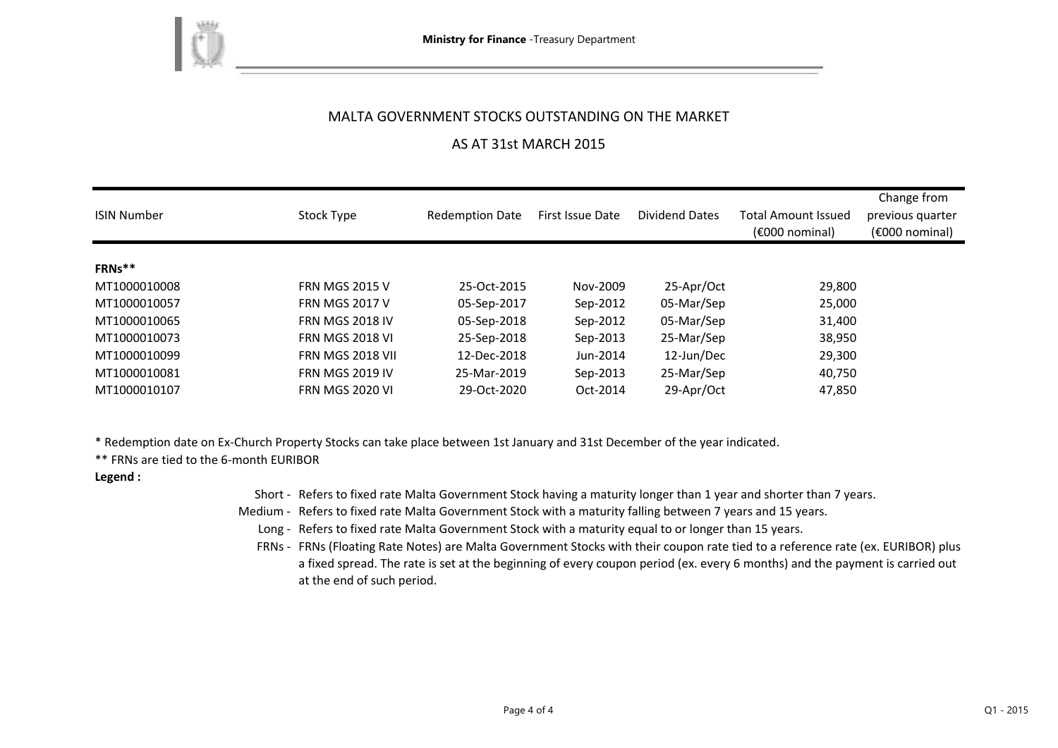# MALTA GOVERNMENT STOCKS OUTSTANDING ON THE MARKET

## AS AT 31st MARCH 2015

| ISIN Number | Stock Type | Redemption Date | First Issue Date | Dividend Dates | Total Amount Issued (€000 nominal) | Change from previous quarter (€000 nominal) |
|---|---|---|---|---|---|---|
| **FRNs** ** | | | | | | |
| MT1000010008 | FRN MGS 2015 V | 25-Oct-2015 | Nov-2009 | 25-Apr/Oct | 29,800 | |
| MT1000010057 | FRN MGS 2017 V | 05-Sep-2017 | Sep-2012 | 05-Mar/Sep | 25,000 | |
| MT1000010065 | FRN MGS 2018 IV | 05-Sep-2018 | Sep-2012 | 05-Mar/Sep | 31,400 | |
| MT1000010073 | FRN MGS 2018 VI | 25-Sep-2018 | Sep-2013 | 25-Mar/Sep | 38,950 | |
| MT1000010099 | FRN MGS 2018 VII | 12-Dec-2018 | Jun-2014 | 12-Jun/Dec | 29,300 | |
| MT1000010081 | FRN MGS 2019 IV | 25-Mar-2019 | Sep-2013 | 25-Mar/Sep | 40,750 | |
| MT1000010107 | FRN MGS 2020 VI | 29-Oct-2020 | Oct-2014 | 29-Apr/Oct | 47,850 | |

* Redemption date on Ex-Church Property Stocks can take place between 1st January and 31st December of the year indicated.

** FRNs are tied to the 6-month EURIBOR

**Legend :**

- Short - Refers to fixed rate Malta Government Stock having a maturity longer than 1 year and shorter than 7 years.
- Medium - Refers to fixed rate Malta Government Stock with a maturity falling between 7 years and 15 years.
- Long - Refers to fixed rate Malta Government Stock with a maturity equal to or longer than 15 years.
- FRNs - FRNs (Floating Rate Notes) are Malta Government Stocks with their coupon rate tied to a reference rate (ex. EURIBOR) plus a fixed spread. The rate is set at the beginning of every coupon period (ex. every 6 months) and the payment is carried out at the end of such period.